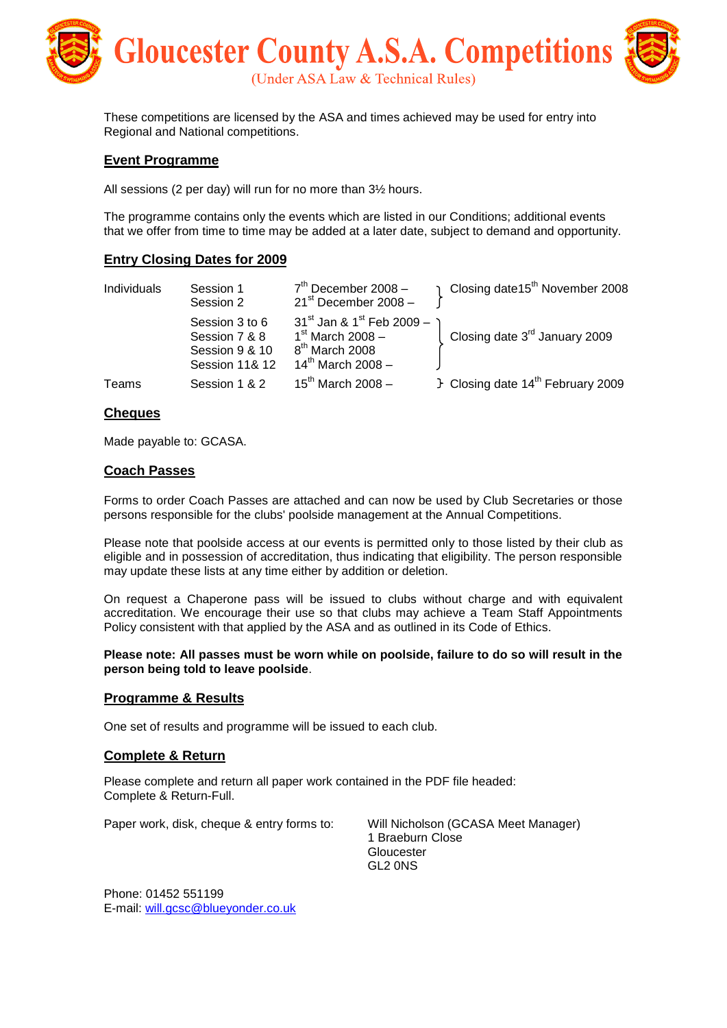# Gloucester County A.S.A. Competitions

(Under ASA Law & Technical Rules)

These competitions are licensed by the ASA and times achieved may be used for entry into Regional and National competitions.

## Event Programme

All sessions (2 per day) will run for no more than 3½ hours.

The programme contains only the events which are listed in our Conditions; additional events that we offer from time to time may be added at a later date, subject to demand and opportunity.

## Entry Closing Dates for 2009

| | | | |
|---|---|---|---|
| Individuals | Session 1<br>Session 2 | 7th December 2008 –<br>21st December 2008 – | Closing date15th November 2008 |
| | Session 3 to 6<br>Session 7 & 8<br>Session 9 & 10<br>Session 11& 12 | 31st Jan & 1st Feb 2009 –<br>1st March 2008 –<br>8th March 2008<br>14th March 2008 – | Closing date 3rd January 2009 |
| Teams | Session 1 & 2 | 15th March 2008 – | Closing date 14th February 2009 |

## Cheques

Made payable to: GCASA.

## Coach Passes

Forms to order Coach Passes are attached and can now be used by Club Secretaries or those persons responsible for the clubs' poolside management at the Annual Competitions.

Please note that poolside access at our events is permitted only to those listed by their club as eligible and in possession of accreditation, thus indicating that eligibility. The person responsible may update these lists at any time either by addition or deletion.

On request a Chaperone pass will be issued to clubs without charge and with equivalent accreditation. We encourage their use so that clubs may achieve a Team Staff Appointments Policy consistent with that applied by the ASA and as outlined in its Code of Ethics.

**Please note: All passes must be worn while on poolside, failure to do so will result in the person being told to leave poolside**.

## Programme & Results

One set of results and programme will be issued to each club.

## Complete & Return

Please complete and return all paper work contained in the PDF file headed: Complete & Return-Full.

Paper work, disk, cheque & entry forms to:

Will Nicholson (GCASA Meet Manager)
1 Braeburn Close
Gloucester
GL2 0NS

Phone: 01452 551199
E-mail: will.gcsc@blueyonder.co.uk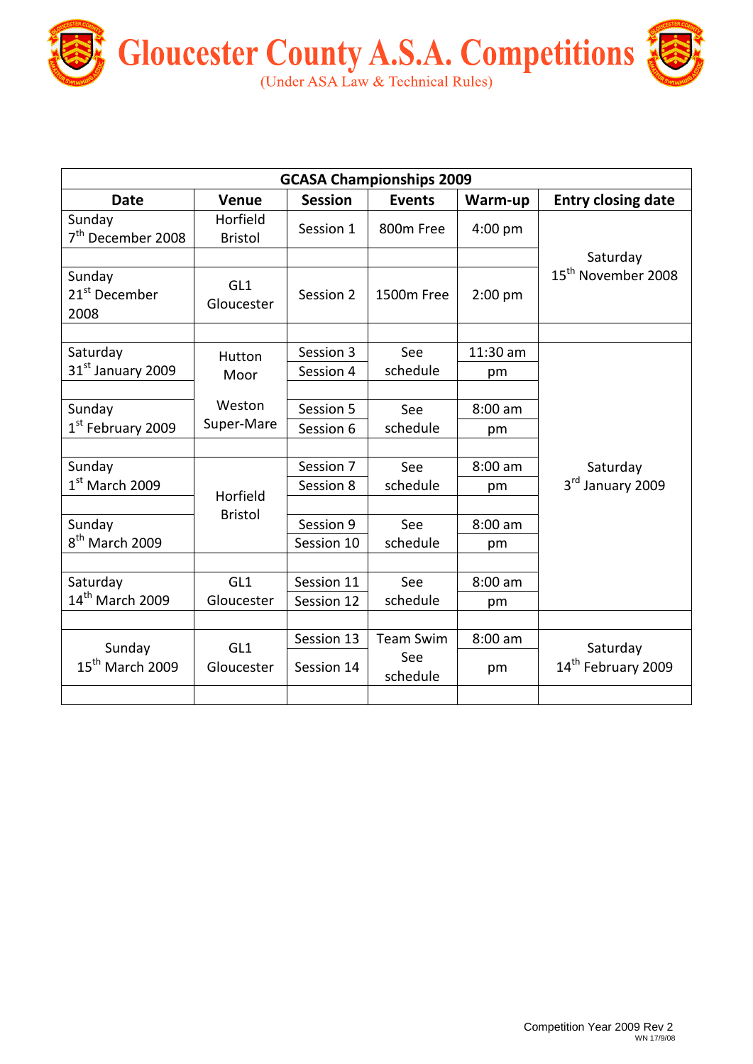# Gloucester County A.S.A. Competitions

(Under ASA Law & Technical Rules)

| GCASA Championships 2009 | | | | | |
|---|---|---|---|---|---|
| **Date** | **Venue** | **Session** | **Events** | **Warm-up** | **Entry closing date** |
| Sunday 7th December 2008 | Horfield Bristol | Session 1 | 800m Free | 4:00 pm | Saturday 15th November 2008 |
| | | | | | |
| Sunday 21st December 2008 | GL1 Gloucester | Session 2 | 1500m Free | 2:00 pm | |
| | | | | | |
| Saturday 31st January 2009 | Hutton Moor Weston Super-Mare | Session 3 | See schedule | 11:30 am | Saturday 3rd January 2009 |
| | | Session 4 | | pm | |
| | | | | | |
| Sunday 1st February 2009 | | Session 5 | See schedule | 8:00 am | |
| | | Session 6 | | pm | |
| | | | | | |
| Sunday 1st March 2009 | Horfield Bristol | Session 7 | See schedule | 8:00 am | |
| | | Session 8 | | pm | |
| | | | | | |
| Sunday 8th March 2009 | | Session 9 | See schedule | 8:00 am | |
| | | Session 10 | | pm | |
| | | | | | |
| Saturday 14th March 2009 | GL1 Gloucester | Session 11 | See schedule | 8:00 am | |
| | | Session 12 | | pm | |
| | | | | | |
| Sunday 15th March 2009 | GL1 Gloucester | Session 13 | Team Swim See schedule | 8:00 am | Saturday 14th February 2009 |
| | | Session 14 | | pm | |
| | | | | | |

Competition Year 2009 Rev 2
WN 17/9/08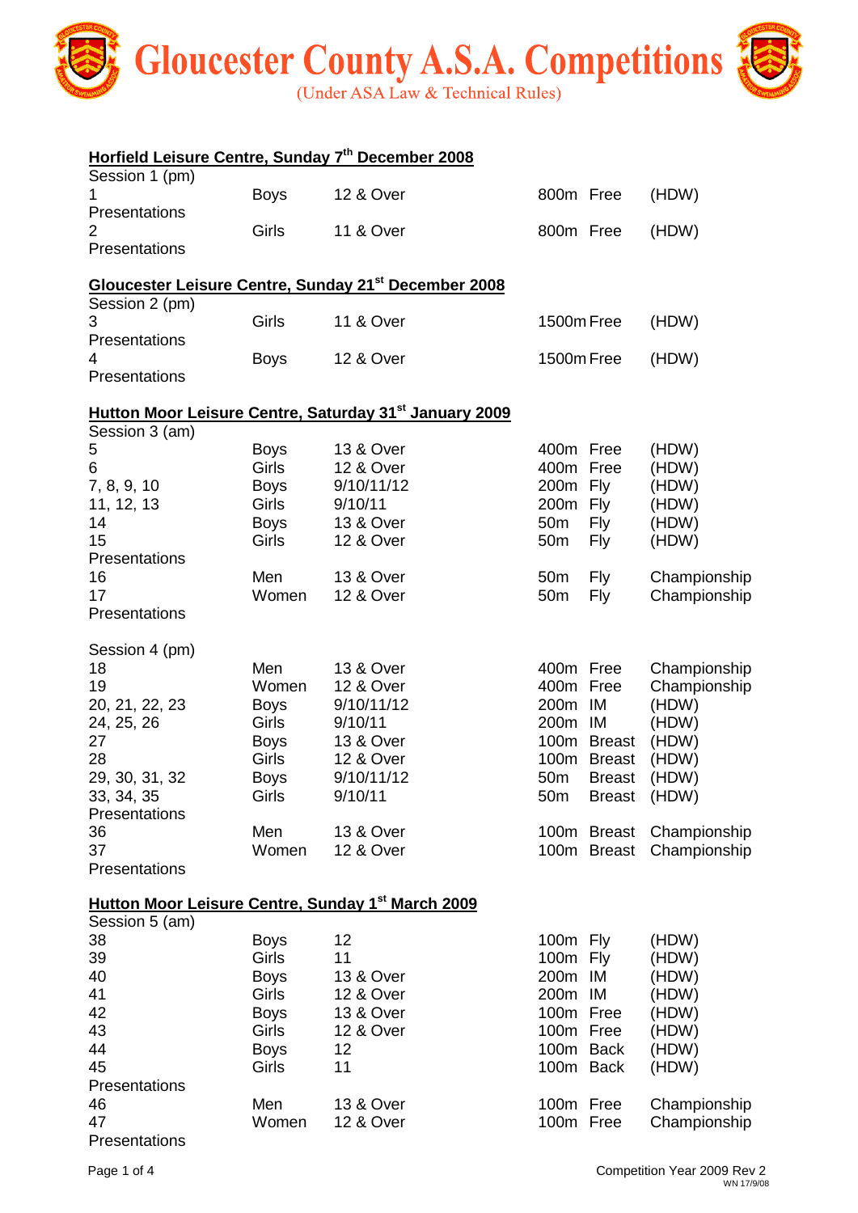# Gloucester County A.S.A. Competitions

(Under ASA Law & Technical Rules)

## Horfield Leisure Centre, Sunday 7th December 2008

Session 1 (pm)

| | | | | | |
|---|---|---|---|---|---|
| 1 | Boys | 12 & Over | 800m | Free | (HDW) |
| Presentations | | | | | |
| 2 | Girls | 11 & Over | 800m | Free | (HDW) |
| Presentations | | | | | |

## Gloucester Leisure Centre, Sunday 21st December 2008

Session 2 (pm)

| | | | | | |
|---|---|---|---|---|---|
| 3 | Girls | 11 & Over | 1500m | Free | (HDW) |
| Presentations | | | | | |
| 4 | Boys | 12 & Over | 1500m | Free | (HDW) |
| Presentations | | | | | |

## Hutton Moor Leisure Centre, Saturday 31st January 2009

Session 3 (am)

| | | | | | |
|---|---|---|---|---|---|
| 5 | Boys | 13 & Over | 400m | Free | (HDW) |
| 6 | Girls | 12 & Over | 400m | Free | (HDW) |
| 7, 8, 9, 10 | Boys | 9/10/11/12 | 200m | Fly | (HDW) |
| 11, 12, 13 | Girls | 9/10/11 | 200m | Fly | (HDW) |
| 14 | Boys | 13 & Over | 50m | Fly | (HDW) |
| 15 | Girls | 12 & Over | 50m | Fly | (HDW) |
| Presentations | | | | | |
| 16 | Men | 13 & Over | 50m | Fly | Championship |
| 17 | Women | 12 & Over | 50m | Fly | Championship |
| Presentations | | | | | |

Session 4 (pm)

| | | | | | |
|---|---|---|---|---|---|
| 18 | Men | 13 & Over | 400m | Free | Championship |
| 19 | Women | 12 & Over | 400m | Free | Championship |
| 20, 21, 22, 23 | Boys | 9/10/11/12 | 200m | IM | (HDW) |
| 24, 25, 26 | Girls | 9/10/11 | 200m | IM | (HDW) |
| 27 | Boys | 13 & Over | 100m | Breast | (HDW) |
| 28 | Girls | 12 & Over | 100m | Breast | (HDW) |
| 29, 30, 31, 32 | Boys | 9/10/11/12 | 50m | Breast | (HDW) |
| 33, 34, 35 | Girls | 9/10/11 | 50m | Breast | (HDW) |
| Presentations | | | | | |
| 36 | Men | 13 & Over | 100m | Breast | Championship |
| 37 | Women | 12 & Over | 100m | Breast | Championship |
| Presentations | | | | | |

## Hutton Moor Leisure Centre, Sunday 1st March 2009

Session 5 (am)

| | | | | | |
|---|---|---|---|---|---|
| 38 | Boys | 12 | 100m | Fly | (HDW) |
| 39 | Girls | 11 | 100m | Fly | (HDW) |
| 40 | Boys | 13 & Over | 200m | IM | (HDW) |
| 41 | Girls | 12 & Over | 200m | IM | (HDW) |
| 42 | Boys | 13 & Over | 100m | Free | (HDW) |
| 43 | Girls | 12 & Over | 100m | Free | (HDW) |
| 44 | Boys | 12 | 100m | Back | (HDW) |
| 45 | Girls | 11 | 100m | Back | (HDW) |
| Presentations | | | | | |
| 46 | Men | 13 & Over | 100m | Free | Championship |
| 47 | Women | 12 & Over | 100m | Free | Championship |
| Presentations | | | | | |

Competition Year 2009 Rev 2
WN 17/9/08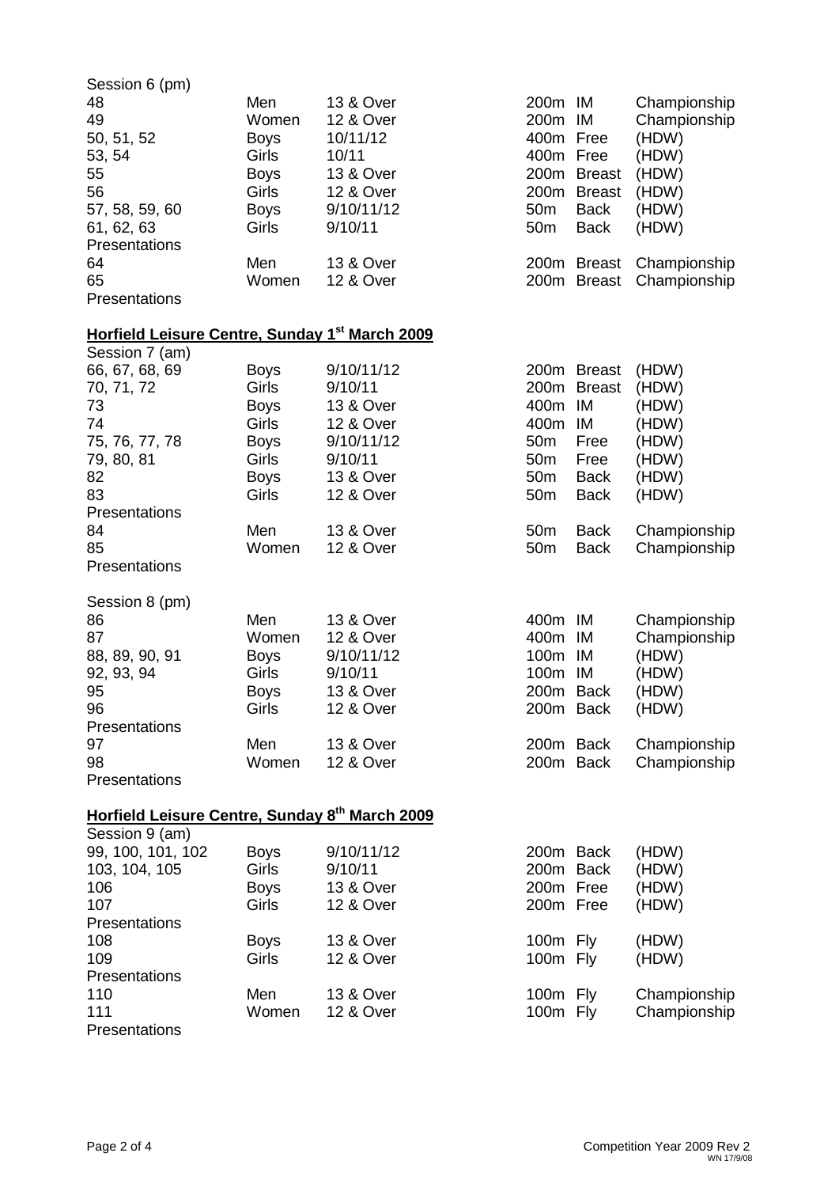Session 6 (pm)

| | | | | | |
|---|---|---|---|---|---|
| 48 | Men | 13 & Over | 200m | IM | Championship |
| 49 | Women | 12 & Over | 200m | IM | Championship |
| 50, 51, 52 | Boys | 10/11/12 | 400m | Free | (HDW) |
| 53, 54 | Girls | 10/11 | 400m | Free | (HDW) |
| 55 | Boys | 13 & Over | 200m | Breast | (HDW) |
| 56 | Girls | 12 & Over | 200m | Breast | (HDW) |
| 57, 58, 59, 60 | Boys | 9/10/11/12 | 50m | Back | (HDW) |
| 61, 62, 63 | Girls | 9/10/11 | 50m | Back | (HDW) |
| Presentations | | | | | |
| 64 | Men | 13 & Over | 200m | Breast | Championship |
| 65 | Women | 12 & Over | 200m | Breast | Championship |
| Presentations | | | | | |

## Horfield Leisure Centre, Sunday 1st March 2009

Session 7 (am)

| | | | | | |
|---|---|---|---|---|---|
| 66, 67, 68, 69 | Boys | 9/10/11/12 | 200m | Breast | (HDW) |
| 70, 71, 72 | Girls | 9/10/11 | 200m | Breast | (HDW) |
| 73 | Boys | 13 & Over | 400m | IM | (HDW) |
| 74 | Girls | 12 & Over | 400m | IM | (HDW) |
| 75, 76, 77, 78 | Boys | 9/10/11/12 | 50m | Free | (HDW) |
| 79, 80, 81 | Girls | 9/10/11 | 50m | Free | (HDW) |
| 82 | Boys | 13 & Over | 50m | Back | (HDW) |
| 83 | Girls | 12 & Over | 50m | Back | (HDW) |
| Presentations | | | | | |
| 84 | Men | 13 & Over | 50m | Back | Championship |
| 85 | Women | 12 & Over | 50m | Back | Championship |
| Presentations | | | | | |

Session 8 (pm)

| | | | | | |
|---|---|---|---|---|---|
| 86 | Men | 13 & Over | 400m | IM | Championship |
| 87 | Women | 12 & Over | 400m | IM | Championship |
| 88, 89, 90, 91 | Boys | 9/10/11/12 | 100m | IM | (HDW) |
| 92, 93, 94 | Girls | 9/10/11 | 100m | IM | (HDW) |
| 95 | Boys | 13 & Over | 200m | Back | (HDW) |
| 96 | Girls | 12 & Over | 200m | Back | (HDW) |
| Presentations | | | | | |
| 97 | Men | 13 & Over | 200m | Back | Championship |
| 98 | Women | 12 & Over | 200m | Back | Championship |
| Presentations | | | | | |

## Horfield Leisure Centre, Sunday 8th March 2009

Session 9 (am)

| | | | | | |
|---|---|---|---|---|---|
| 99, 100, 101, 102 | Boys | 9/10/11/12 | 200m | Back | (HDW) |
| 103, 104, 105 | Girls | 9/10/11 | 200m | Back | (HDW) |
| 106 | Boys | 13 & Over | 200m | Free | (HDW) |
| 107 | Girls | 12 & Over | 200m | Free | (HDW) |
| Presentations | | | | | |
| 108 | Boys | 13 & Over | 100m | Fly | (HDW) |
| 109 | Girls | 12 & Over | 100m | Fly | (HDW) |
| Presentations | | | | | |
| 110 | Men | 13 & Over | 100m | Fly | Championship |
| 111 | Women | 12 & Over | 100m | Fly | Championship |
| Presentations | | | | | |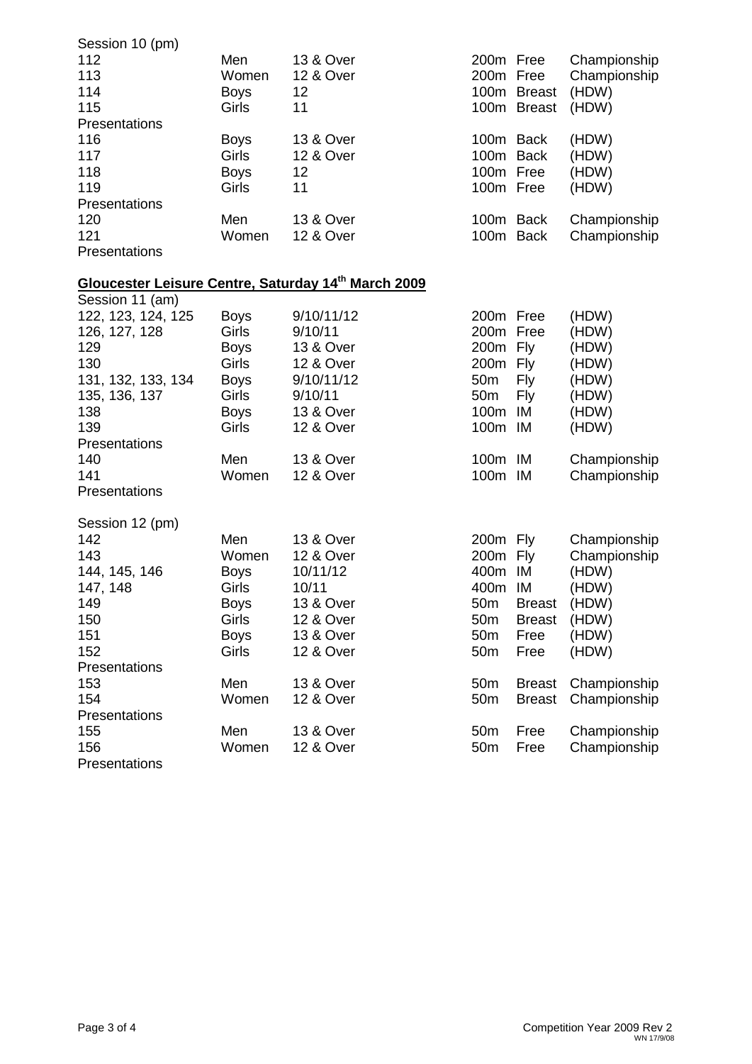Session 10 (pm)

| | | | | | |
|---|---|---|---|---|---|
| 112 | Men | 13 & Over | 200m | Free | Championship |
| 113 | Women | 12 & Over | 200m | Free | Championship |
| 114 | Boys | 12 | 100m | Breast | (HDW) |
| 115 | Girls | 11 | 100m | Breast | (HDW) |
| Presentations | | | | | |
| 116 | Boys | 13 & Over | 100m | Back | (HDW) |
| 117 | Girls | 12 & Over | 100m | Back | (HDW) |
| 118 | Boys | 12 | 100m | Free | (HDW) |
| 119 | Girls | 11 | 100m | Free | (HDW) |
| Presentations | | | | | |
| 120 | Men | 13 & Over | 100m | Back | Championship |
| 121 | Women | 12 & Over | 100m | Back | Championship |
| Presentations | | | | | |

## Gloucester Leisure Centre, Saturday 14th March 2009

Session 11 (am)

| | | | | | |
|---|---|---|---|---|---|
| 122, 123, 124, 125 | Boys | 9/10/11/12 | 200m | Free | (HDW) |
| 126, 127, 128 | Girls | 9/10/11 | 200m | Free | (HDW) |
| 129 | Boys | 13 & Over | 200m | Fly | (HDW) |
| 130 | Girls | 12 & Over | 200m | Fly | (HDW) |
| 131, 132, 133, 134 | Boys | 9/10/11/12 | 50m | Fly | (HDW) |
| 135, 136, 137 | Girls | 9/10/11 | 50m | Fly | (HDW) |
| 138 | Boys | 13 & Over | 100m | IM | (HDW) |
| 139 | Girls | 12 & Over | 100m | IM | (HDW) |
| Presentations | | | | | |
| 140 | Men | 13 & Over | 100m | IM | Championship |
| 141 | Women | 12 & Over | 100m | IM | Championship |
| Presentations | | | | | |

Session 12 (pm)

| | | | | | |
|---|---|---|---|---|---|
| 142 | Men | 13 & Over | 200m | Fly | Championship |
| 143 | Women | 12 & Over | 200m | Fly | Championship |
| 144, 145, 146 | Boys | 10/11/12 | 400m | IM | (HDW) |
| 147, 148 | Girls | 10/11 | 400m | IM | (HDW) |
| 149 | Boys | 13 & Over | 50m | Breast | (HDW) |
| 150 | Girls | 12 & Over | 50m | Breast | (HDW) |
| 151 | Boys | 13 & Over | 50m | Free | (HDW) |
| 152 | Girls | 12 & Over | 50m | Free | (HDW) |
| Presentations | | | | | |
| 153 | Men | 13 & Over | 50m | Breast | Championship |
| 154 | Women | 12 & Over | 50m | Breast | Championship |
| Presentations | | | | | |
| 155 | Men | 13 & Over | 50m | Free | Championship |
| 156 | Women | 12 & Over | 50m | Free | Championship |
| Presentations | | | | | |

Competition Year 2009 Rev 2
WN 17/9/08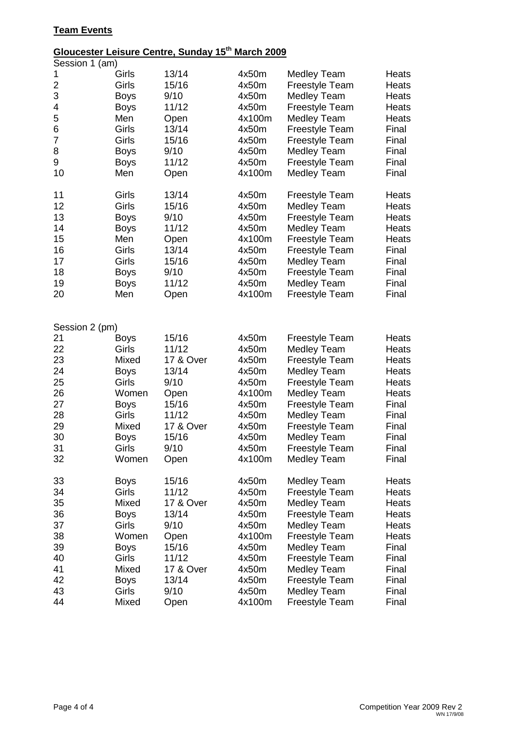**Team Events**

**Gloucester Leisure Centre, Sunday 15th March 2009**

Session 1 (am)

| | | | | | |
|---|---|---|---|---|---|
| 1 | Girls | 13/14 | 4x50m | Medley Team | Heats |
| 2 | Girls | 15/16 | 4x50m | Freestyle Team | Heats |
| 3 | Boys | 9/10 | 4x50m | Medley Team | Heats |
| 4 | Boys | 11/12 | 4x50m | Freestyle Team | Heats |
| 5 | Men | Open | 4x100m | Medley Team | Heats |
| 6 | Girls | 13/14 | 4x50m | Freestyle Team | Final |
| 7 | Girls | 15/16 | 4x50m | Freestyle Team | Final |
| 8 | Boys | 9/10 | 4x50m | Medley Team | Final |
| 9 | Boys | 11/12 | 4x50m | Freestyle Team | Final |
| 10 | Men | Open | 4x100m | Medley Team | Final |
| 11 | Girls | 13/14 | 4x50m | Freestyle Team | Heats |
| 12 | Girls | 15/16 | 4x50m | Medley Team | Heats |
| 13 | Boys | 9/10 | 4x50m | Freestyle Team | Heats |
| 14 | Boys | 11/12 | 4x50m | Medley Team | Heats |
| 15 | Men | Open | 4x100m | Freestyle Team | Heats |
| 16 | Girls | 13/14 | 4x50m | Freestyle Team | Final |
| 17 | Girls | 15/16 | 4x50m | Medley Team | Final |
| 18 | Boys | 9/10 | 4x50m | Freestyle Team | Final |
| 19 | Boys | 11/12 | 4x50m | Medley Team | Final |
| 20 | Men | Open | 4x100m | Freestyle Team | Final |

Session 2 (pm)

| | | | | | |
|---|---|---|---|---|---|
| 21 | Boys | 15/16 | 4x50m | Freestyle Team | Heats |
| 22 | Girls | 11/12 | 4x50m | Medley Team | Heats |
| 23 | Mixed | 17 & Over | 4x50m | Freestyle Team | Heats |
| 24 | Boys | 13/14 | 4x50m | Medley Team | Heats |
| 25 | Girls | 9/10 | 4x50m | Freestyle Team | Heats |
| 26 | Women | Open | 4x100m | Medley Team | Heats |
| 27 | Boys | 15/16 | 4x50m | Freestyle Team | Final |
| 28 | Girls | 11/12 | 4x50m | Medley Team | Final |
| 29 | Mixed | 17 & Over | 4x50m | Freestyle Team | Final |
| 30 | Boys | 15/16 | 4x50m | Medley Team | Final |
| 31 | Girls | 9/10 | 4x50m | Freestyle Team | Final |
| 32 | Women | Open | 4x100m | Medley Team | Final |
| 33 | Boys | 15/16 | 4x50m | Medley Team | Heats |
| 34 | Girls | 11/12 | 4x50m | Freestyle Team | Heats |
| 35 | Mixed | 17 & Over | 4x50m | Medley Team | Heats |
| 36 | Boys | 13/14 | 4x50m | Freestyle Team | Heats |
| 37 | Girls | 9/10 | 4x50m | Medley Team | Heats |
| 38 | Women | Open | 4x100m | Freestyle Team | Heats |
| 39 | Boys | 15/16 | 4x50m | Medley Team | Final |
| 40 | Girls | 11/12 | 4x50m | Freestyle Team | Final |
| 41 | Mixed | 17 & Over | 4x50m | Medley Team | Final |
| 42 | Boys | 13/14 | 4x50m | Freestyle Team | Final |
| 43 | Girls | 9/10 | 4x50m | Medley Team | Final |
| 44 | Mixed | Open | 4x100m | Freestyle Team | Final |

Competition Year 2009 Rev 2
WN 17/9/08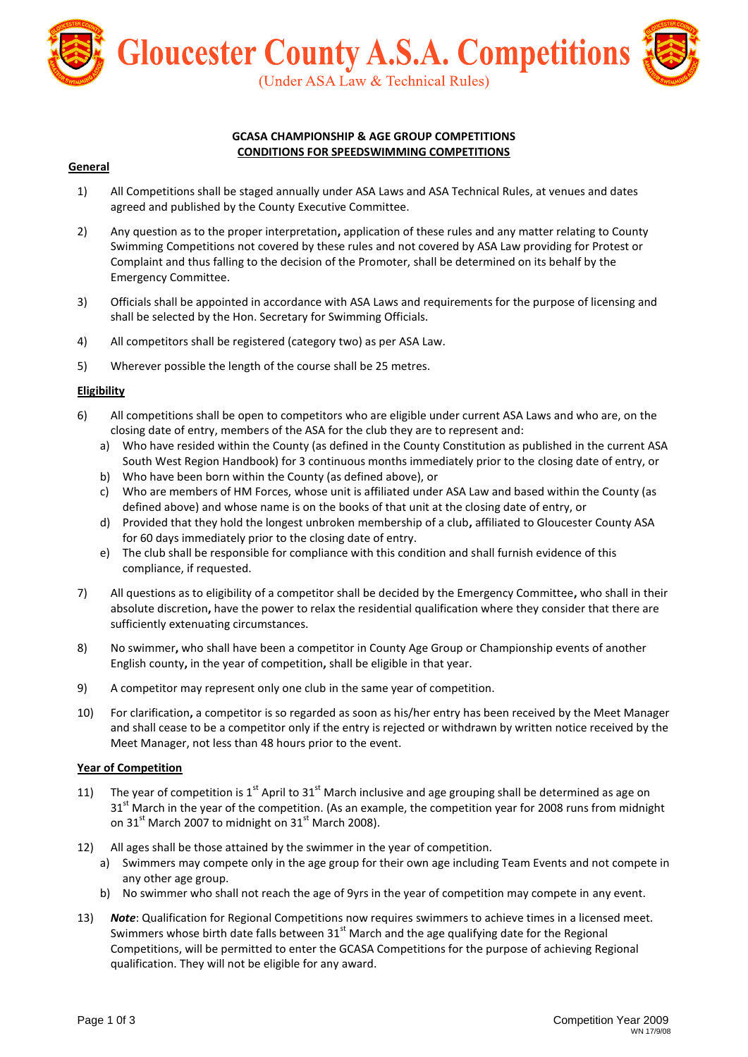# Gloucester County A.S.A. Competitions

(Under ASA Law & Technical Rules)

**GCASA CHAMPIONSHIP & AGE GROUP COMPETITIONS**
**CONDITIONS FOR SPEEDSWIMMING COMPETITIONS**

## General

1) All Competitions shall be staged annually under ASA Laws and ASA Technical Rules, at venues and dates agreed and published by the County Executive Committee.

2) Any question as to the proper interpretation, application of these rules and any matter relating to County Swimming Competitions not covered by these rules and not covered by ASA Law providing for Protest or Complaint and thus falling to the decision of the Promoter, shall be determined on its behalf by the Emergency Committee.

3) Officials shall be appointed in accordance with ASA Laws and requirements for the purpose of licensing and shall be selected by the Hon. Secretary for Swimming Officials.

4) All competitors shall be registered (category two) as per ASA Law.

5) Wherever possible the length of the course shall be 25 metres.

## Eligibility

6) All competitions shall be open to competitors who are eligible under current ASA Laws and who are, on the closing date of entry, members of the ASA for the club they are to represent and:
   a) Who have resided within the County (as defined in the County Constitution as published in the current ASA South West Region Handbook) for 3 continuous months immediately prior to the closing date of entry, or
   b) Who have been born within the County (as defined above), or
   c) Who are members of HM Forces, whose unit is affiliated under ASA Law and based within the County (as defined above) and whose name is on the books of that unit at the closing date of entry, or
   d) Provided that they hold the longest unbroken membership of a club, affiliated to Gloucester County ASA for 60 days immediately prior to the closing date of entry.
   e) The club shall be responsible for compliance with this condition and shall furnish evidence of this compliance, if requested.

7) All questions as to eligibility of a competitor shall be decided by the Emergency Committee, who shall in their absolute discretion, have the power to relax the residential qualification where they consider that there are sufficiently extenuating circumstances.

8) No swimmer, who shall have been a competitor in County Age Group or Championship events of another English county, in the year of competition, shall be eligible in that year.

9) A competitor may represent only one club in the same year of competition.

10) For clarification, a competitor is so regarded as soon as his/her entry has been received by the Meet Manager and shall cease to be a competitor only if the entry is rejected or withdrawn by written notice received by the Meet Manager, not less than 48 hours prior to the event.

## Year of Competition

11) The year of competition is 1st April to 31st March inclusive and age grouping shall be determined as age on 31st March in the year of the competition. (As an example, the competition year for 2008 runs from midnight on 31st March 2007 to midnight on 31st March 2008).

12) All ages shall be those attained by the swimmer in the year of competition.
   a) Swimmers may compete only in the age group for their own age including Team Events and not compete in any other age group.
   b) No swimmer who shall not reach the age of 9yrs in the year of competition may compete in any event.

13) ***Note***: Qualification for Regional Competitions now requires swimmers to achieve times in a licensed meet. Swimmers whose birth date falls between 31st March and the age qualifying date for the Regional Competitions, will be permitted to enter the GCASA Competitions for the purpose of achieving Regional qualification. They will not be eligible for any award.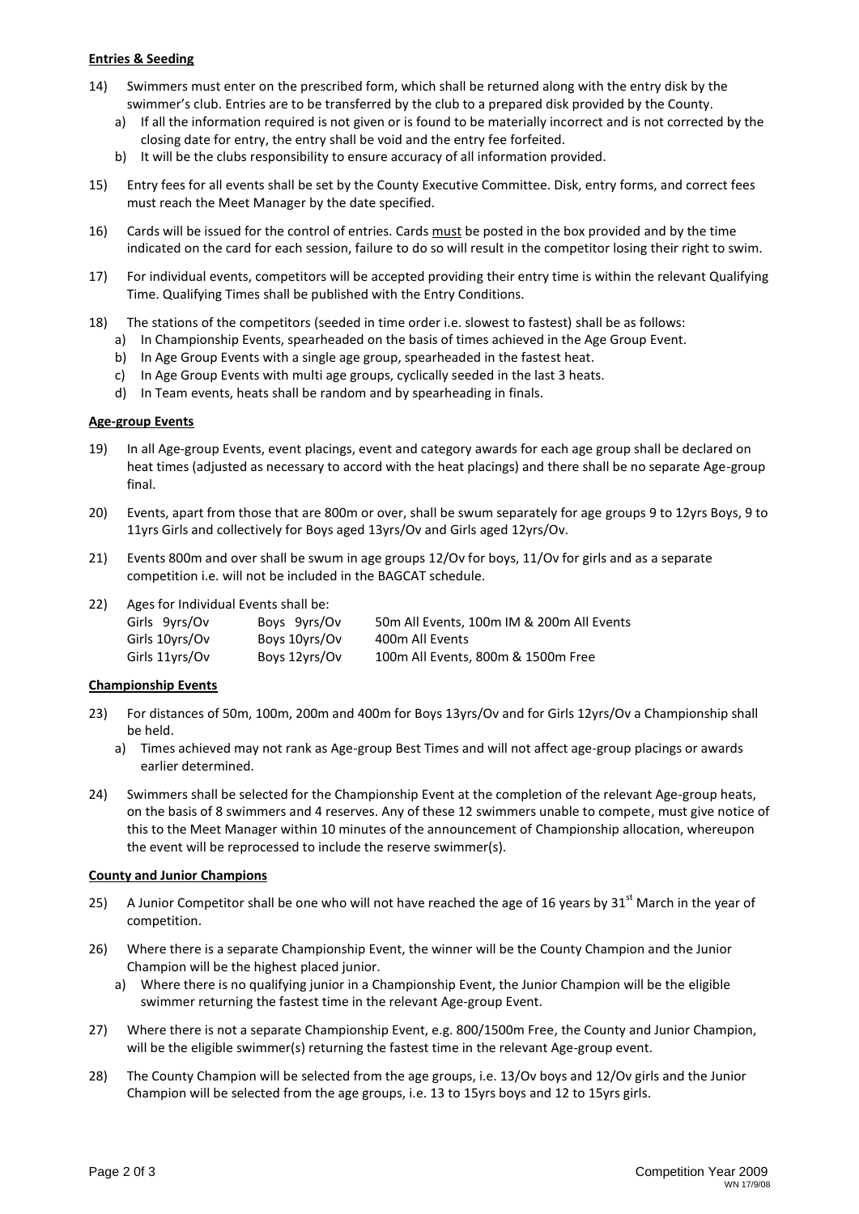**Entries & Seeding**

14) Swimmers must enter on the prescribed form, which shall be returned along with the entry disk by the swimmer's club. Entries are to be transferred by the club to a prepared disk provided by the County.
   a) If all the information required is not given or is found to be materially incorrect and is not corrected by the closing date for entry, the entry shall be void and the entry fee forfeited.
   b) It will be the clubs responsibility to ensure accuracy of all information provided.

15) Entry fees for all events shall be set by the County Executive Committee. Disk, entry forms, and correct fees must reach the Meet Manager by the date specified.

16) Cards will be issued for the control of entries. Cards <u>must</u> be posted in the box provided and by the time indicated on the card for each session, failure to do so will result in the competitor losing their right to swim.

17) For individual events, competitors will be accepted providing their entry time is within the relevant Qualifying Time. Qualifying Times shall be published with the Entry Conditions.

18) The stations of the competitors (seeded in time order i.e. slowest to fastest) shall be as follows:
   a) In Championship Events, spearheaded on the basis of times achieved in the Age Group Event.
   b) In Age Group Events with a single age group, spearheaded in the fastest heat.
   c) In Age Group Events with multi age groups, cyclically seeded in the last 3 heats.
   d) In Team events, heats shall be random and by spearheading in finals.

**Age-group Events**

19) In all Age-group Events, event placings, event and category awards for each age group shall be declared on heat times (adjusted as necessary to accord with the heat placings) and there shall be no separate Age-group final.

20) Events, apart from those that are 800m or over, shall be swum separately for age groups 9 to 12yrs Boys, 9 to 11yrs Girls and collectively for Boys aged 13yrs/Ov and Girls aged 12yrs/Ov.

21) Events 800m and over shall be swum in age groups 12/Ov for boys, 11/Ov for girls and as a separate competition i.e. will not be included in the BAGCAT schedule.

22) Ages for Individual Events shall be:

| | | |
|---|---|---|
| Girls 9yrs/Ov | Boys 9yrs/Ov | 50m All Events, 100m IM & 200m All Events |
| Girls 10yrs/Ov | Boys 10yrs/Ov | 400m All Events |
| Girls 11yrs/Ov | Boys 12yrs/Ov | 100m All Events, 800m & 1500m Free |

**Championship Events**

23) For distances of 50m, 100m, 200m and 400m for Boys 13yrs/Ov and for Girls 12yrs/Ov a Championship shall be held.
   a) Times achieved may not rank as Age-group Best Times and will not affect age-group placings or awards earlier determined.

24) Swimmers shall be selected for the Championship Event at the completion of the relevant Age-group heats, on the basis of 8 swimmers and 4 reserves. Any of these 12 swimmers unable to compete, must give notice of this to the Meet Manager within 10 minutes of the announcement of Championship allocation, whereupon the event will be reprocessed to include the reserve swimmer(s).

**County and Junior Champions**

25) A Junior Competitor shall be one who will not have reached the age of 16 years by 31st March in the year of competition.

26) Where there is a separate Championship Event, the winner will be the County Champion and the Junior Champion will be the highest placed junior.
   a) Where there is no qualifying junior in a Championship Event, the Junior Champion will be the eligible swimmer returning the fastest time in the relevant Age-group Event.

27) Where there is not a separate Championship Event, e.g. 800/1500m Free, the County and Junior Champion, will be the eligible swimmer(s) returning the fastest time in the relevant Age-group event.

28) The County Champion will be selected from the age groups, i.e. 13/Ov boys and 12/Ov girls and the Junior Champion will be selected from the age groups, i.e. 13 to 15yrs boys and 12 to 15yrs girls.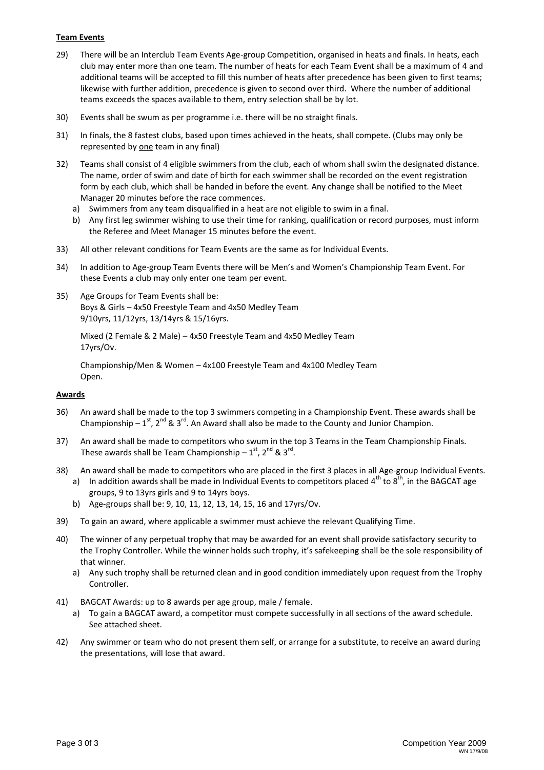## Team Events

29) There will be an Interclub Team Events Age-group Competition, organised in heats and finals. In heats, each club may enter more than one team. The number of heats for each Team Event shall be a maximum of 4 and additional teams will be accepted to fill this number of heats after precedence has been given to first teams; likewise with further addition, precedence is given to second over third. Where the number of additional teams exceeds the spaces available to them, entry selection shall be by lot.

30) Events shall be swum as per programme i.e. there will be no straight finals.

31) In finals, the 8 fastest clubs, based upon times achieved in the heats, shall compete. (Clubs may only be represented by one team in any final)

32) Teams shall consist of 4 eligible swimmers from the club, each of whom shall swim the designated distance. The name, order of swim and date of birth for each swimmer shall be recorded on the event registration form by each club, which shall be handed in before the event. Any change shall be notified to the Meet Manager 20 minutes before the race commences.
   a) Swimmers from any team disqualified in a heat are not eligible to swim in a final.
   b) Any first leg swimmer wishing to use their time for ranking, qualification or record purposes, must inform the Referee and Meet Manager 15 minutes before the event.

33) All other relevant conditions for Team Events are the same as for Individual Events.

34) In addition to Age-group Team Events there will be Men's and Women's Championship Team Event. For these Events a club may only enter one team per event.

35) Age Groups for Team Events shall be:
Boys & Girls – 4x50 Freestyle Team and 4x50 Medley Team
9/10yrs, 11/12yrs, 13/14yrs & 15/16yrs.

Mixed (2 Female & 2 Male) – 4x50 Freestyle Team and 4x50 Medley Team
17yrs/Ov.

Championship/Men & Women – 4x100 Freestyle Team and 4x100 Medley Team
Open.

## Awards

36) An award shall be made to the top 3 swimmers competing in a Championship Event. These awards shall be Championship – 1st, 2nd & 3rd. An Award shall also be made to the County and Junior Champion.

37) An award shall be made to competitors who swum in the top 3 Teams in the Team Championship Finals. These awards shall be Team Championship – 1st, 2nd & 3rd.

38) An award shall be made to competitors who are placed in the first 3 places in all Age-group Individual Events.
   a) In addition awards shall be made in Individual Events to competitors placed 4th to 8th, in the BAGCAT age groups, 9 to 13yrs girls and 9 to 14yrs boys.
   b) Age-groups shall be: 9, 10, 11, 12, 13, 14, 15, 16 and 17yrs/Ov.

39) To gain an award, where applicable a swimmer must achieve the relevant Qualifying Time.

40) The winner of any perpetual trophy that may be awarded for an event shall provide satisfactory security to the Trophy Controller. While the winner holds such trophy, it's safekeeping shall be the sole responsibility of that winner.
   a) Any such trophy shall be returned clean and in good condition immediately upon request from the Trophy Controller.

41) BAGCAT Awards: up to 8 awards per age group, male / female.
   a) To gain a BAGCAT award, a competitor must compete successfully in all sections of the award schedule. See attached sheet.

42) Any swimmer or team who do not present them self, or arrange for a substitute, to receive an award during the presentations, will lose that award.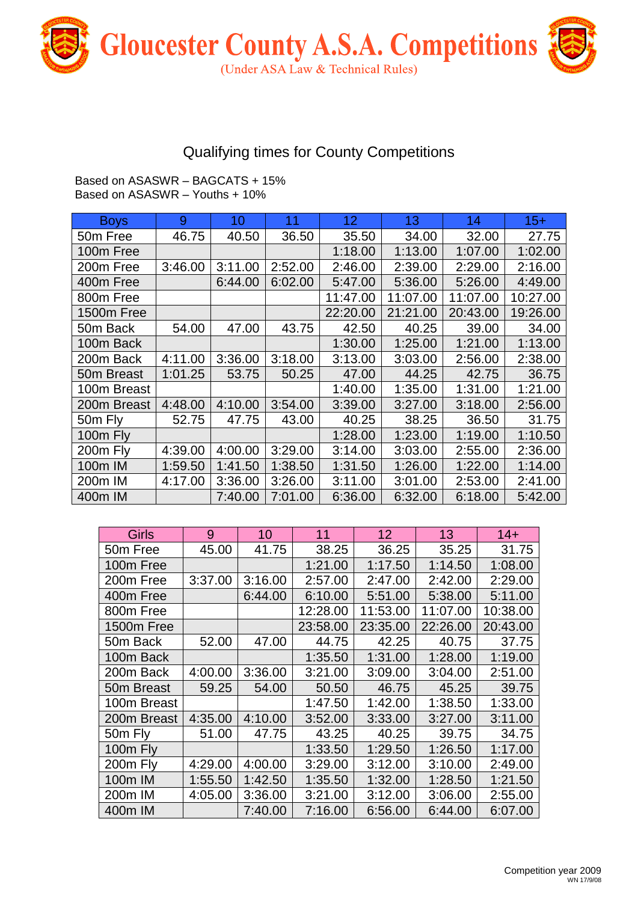# Gloucester County A.S.A. Competitions

(Under ASA Law & Technical Rules)

## Qualifying times for County Competitions

Based on ASASWR – BAGCATS + 15%
Based on ASASWR – Youths + 10%

| Boys | 9 | 10 | 11 | 12 | 13 | 14 | 15+ |
|---|---|---|---|---|---|---|---|
| 50m Free | 46.75 | 40.50 | 36.50 | 35.50 | 34.00 | 32.00 | 27.75 |
| 100m Free | | | | 1:18.00 | 1:13.00 | 1:07.00 | 1:02.00 |
| 200m Free | 3:46.00 | 3:11.00 | 2:52.00 | 2:46.00 | 2:39.00 | 2:29.00 | 2:16.00 |
| 400m Free | | 6:44.00 | 6:02.00 | 5:47.00 | 5:36.00 | 5:26.00 | 4:49.00 |
| 800m Free | | | | 11:47.00 | 11:07.00 | 11:07.00 | 10:27.00 |
| 1500m Free | | | | 22:20.00 | 21:21.00 | 20:43.00 | 19:26.00 |
| 50m Back | 54.00 | 47.00 | 43.75 | 42.50 | 40.25 | 39.00 | 34.00 |
| 100m Back | | | | 1:30.00 | 1:25.00 | 1:21.00 | 1:13.00 |
| 200m Back | 4:11.00 | 3:36.00 | 3:18.00 | 3:13.00 | 3:03.00 | 2:56.00 | 2:38.00 |
| 50m Breast | 1:01.25 | 53.75 | 50.25 | 47.00 | 44.25 | 42.75 | 36.75 |
| 100m Breast | | | | 1:40.00 | 1:35.00 | 1:31.00 | 1:21.00 |
| 200m Breast | 4:48.00 | 4:10.00 | 3:54.00 | 3:39.00 | 3:27.00 | 3:18.00 | 2:56.00 |
| 50m Fly | 52.75 | 47.75 | 43.00 | 40.25 | 38.25 | 36.50 | 31.75 |
| 100m Fly | | | | 1:28.00 | 1:23.00 | 1:19.00 | 1:10.50 |
| 200m Fly | 4:39.00 | 4:00.00 | 3:29.00 | 3:14.00 | 3:03.00 | 2:55.00 | 2:36.00 |
| 100m IM | 1:59.50 | 1:41.50 | 1:38.50 | 1:31.50 | 1:26.00 | 1:22.00 | 1:14.00 |
| 200m IM | 4:17.00 | 3:36.00 | 3:26.00 | 3:11.00 | 3:01.00 | 2:53.00 | 2:41.00 |
| 400m IM | | 7:40.00 | 7:01.00 | 6:36.00 | 6:32.00 | 6:18.00 | 5:42.00 |

| Girls | 9 | 10 | 11 | 12 | 13 | 14+ |
|---|---|---|---|---|---|---|
| 50m Free | 45.00 | 41.75 | 38.25 | 36.25 | 35.25 | 31.75 |
| 100m Free | | | 1:21.00 | 1:17.50 | 1:14.50 | 1:08.00 |
| 200m Free | 3:37.00 | 3:16.00 | 2:57.00 | 2:47.00 | 2:42.00 | 2:29.00 |
| 400m Free | | 6:44.00 | 6:10.00 | 5:51.00 | 5:38.00 | 5:11.00 |
| 800m Free | | | 12:28.00 | 11:53.00 | 11:07.00 | 10:38.00 |
| 1500m Free | | | 23:58.00 | 23:35.00 | 22:26.00 | 20:43.00 |
| 50m Back | 52.00 | 47.00 | 44.75 | 42.25 | 40.75 | 37.75 |
| 100m Back | | | 1:35.50 | 1:31.00 | 1:28.00 | 1:19.00 |
| 200m Back | 4:00.00 | 3:36.00 | 3:21.00 | 3:09.00 | 3:04.00 | 2:51.00 |
| 50m Breast | 59.25 | 54.00 | 50.50 | 46.75 | 45.25 | 39.75 |
| 100m Breast | | | 1:47.50 | 1:42.00 | 1:38.50 | 1:33.00 |
| 200m Breast | 4:35.00 | 4:10.00 | 3:52.00 | 3:33.00 | 3:27.00 | 3:11.00 |
| 50m Fly | 51.00 | 47.75 | 43.25 | 40.25 | 39.75 | 34.75 |
| 100m Fly | | | 1:33.50 | 1:29.50 | 1:26.50 | 1:17.00 |
| 200m Fly | 4:29.00 | 4:00.00 | 3:29.00 | 3:12.00 | 3:10.00 | 2:49.00 |
| 100m IM | 1:55.50 | 1:42.50 | 1:35.50 | 1:32.00 | 1:28.50 | 1:21.50 |
| 200m IM | 4:05.00 | 3:36.00 | 3:21.00 | 3:12.00 | 3:06.00 | 2:55.00 |
| 400m IM | | 7:40.00 | 7:16.00 | 6:56.00 | 6:44.00 | 6:07.00 |

Competition year 2009
WN 17/9/08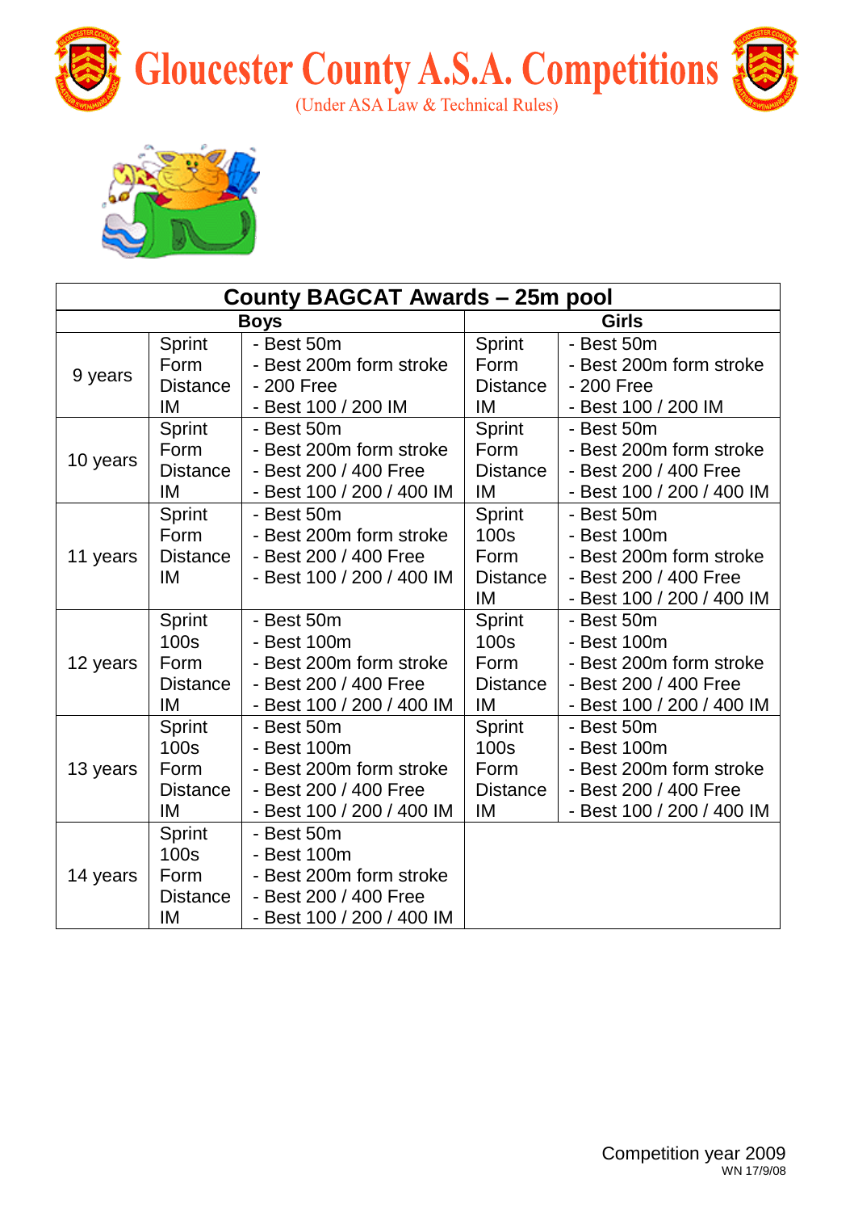# Gloucester County A.S.A. Competitions

(Under ASA Law & Technical Rules)

| County BAGCAT Awards – 25m pool | | | | |
|---|---|---|---|---|
| | Boys | | Girls | |
| 9 years | Sprint<br>Form<br>Distance<br>IM | - Best 50m<br>- Best 200m form stroke<br>- 200 Free<br>- Best 100 / 200 IM | Sprint<br>Form<br>Distance<br>IM | - Best 50m<br>- Best 200m form stroke<br>- 200 Free<br>- Best 100 / 200 IM |
| 10 years | Sprint<br>Form<br>Distance<br>IM | - Best 50m<br>- Best 200m form stroke<br>- Best 200 / 400 Free<br>- Best 100 / 200 / 400 IM | Sprint<br>Form<br>Distance<br>IM | - Best 50m<br>- Best 200m form stroke<br>- Best 200 / 400 Free<br>- Best 100 / 200 / 400 IM |
| 11 years | Sprint<br>Form<br>Distance<br>IM | - Best 50m<br>- Best 200m form stroke<br>- Best 200 / 400 Free<br>- Best 100 / 200 / 400 IM | Sprint<br>100s<br>Form<br>Distance<br>IM | - Best 50m<br>- Best 100m<br>- Best 200m form stroke<br>- Best 200 / 400 Free<br>- Best 100 / 200 / 400 IM |
| 12 years | Sprint<br>100s<br>Form<br>Distance<br>IM | - Best 50m<br>- Best 100m<br>- Best 200m form stroke<br>- Best 200 / 400 Free<br>- Best 100 / 200 / 400 IM | Sprint<br>100s<br>Form<br>Distance<br>IM | - Best 50m<br>- Best 100m<br>- Best 200m form stroke<br>- Best 200 / 400 Free<br>- Best 100 / 200 / 400 IM |
| 13 years | Sprint<br>100s<br>Form<br>Distance<br>IM | - Best 50m<br>- Best 100m<br>- Best 200m form stroke<br>- Best 200 / 400 Free<br>- Best 100 / 200 / 400 IM | Sprint<br>100s<br>Form<br>Distance<br>IM | - Best 50m<br>- Best 100m<br>- Best 200m form stroke<br>- Best 200 / 400 Free<br>- Best 100 / 200 / 400 IM |
| 14 years | Sprint<br>100s<br>Form<br>Distance<br>IM | - Best 50m<br>- Best 100m<br>- Best 200m form stroke<br>- Best 200 / 400 Free<br>- Best 100 / 200 / 400 IM | | |

Competition year 2009

WN 17/9/08